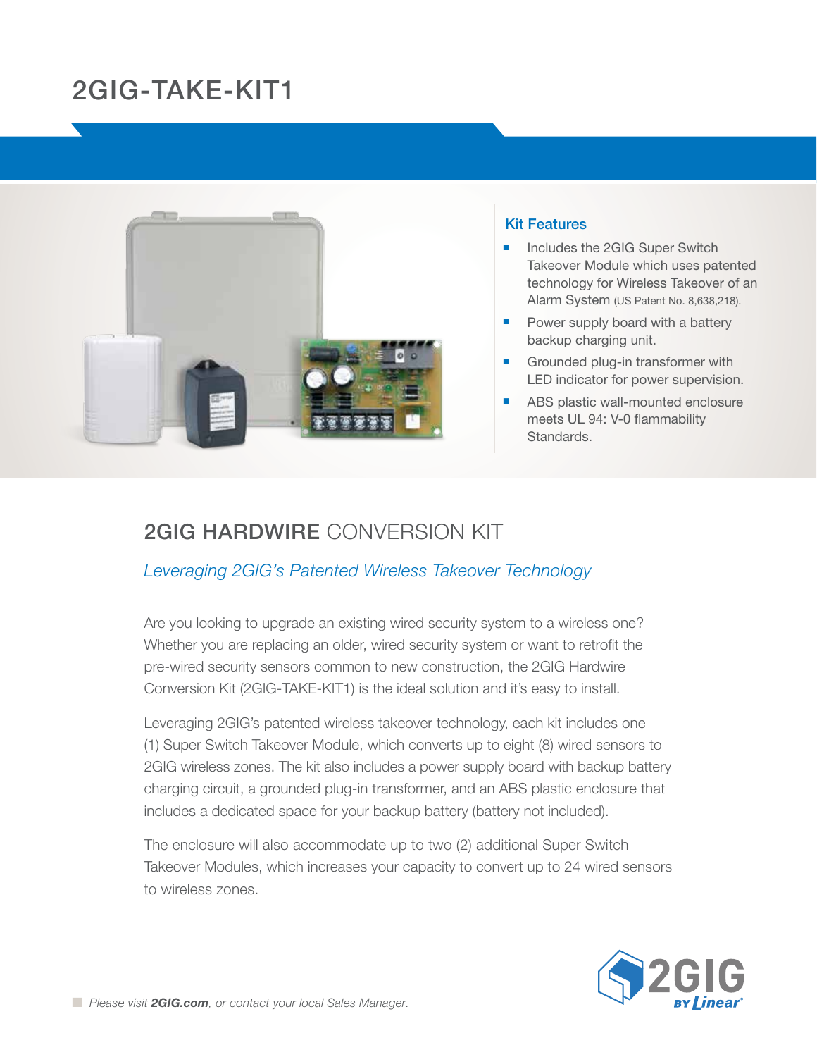# 2GIG-TAKE-KIT1

### Kit Features

- Includes the 2GIG Super Switch Takeover Module which uses patented technology for Wireless Takeover of an Alarm System (US Patent No. 8,638,218).
- Power supply board with a battery backup charging unit.
- Grounded plug-in transformer with LED indicator for power supervision.
- ABS plastic wall-mounted enclosure meets UL 94: V-0 flammability Standards.

## 2GIG HARDWIRE CONVERSION KIT

*Leveraging 2GIG's Patented Wireless Takeover Technology*

Are you looking to upgrade an existing wired security system to a wireless one? Whether you are replacing an older, wired security system or want to retrofit the pre-wired security sensors common to new construction, the 2GIG Hardwire Conversion Kit (2GIG-TAKE-KIT1) is the ideal solution and it's easy to install.

Leveraging 2GIG's patented wireless takeover technology, each kit includes one (1) Super Switch Takeover Module, which converts up to eight (8) wired sensors to 2GIG wireless zones. The kit also includes a power supply board with backup battery charging circuit, a grounded plug-in transformer, and an ABS plastic enclosure that includes a dedicated space for your backup battery (battery not included).

The enclosure will also accommodate up to two (2) additional Super Switch Takeover Modules, which increases your capacity to convert up to 24 wired sensors to wireless zones.

*Please visit* ***2GIG.com****, or contact your local Sales Manager.*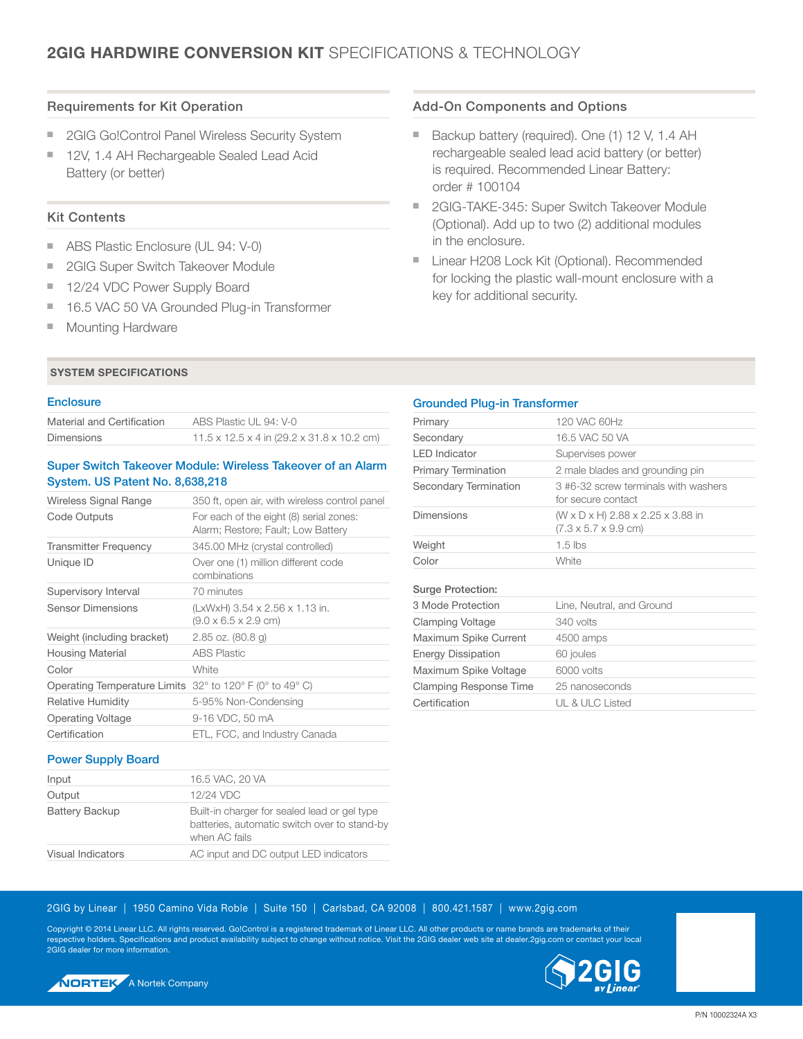# 2GIG HARDWIRE CONVERSION KIT SPECIFICATIONS & TECHNOLOGY

## Requirements for Kit Operation

- 2GIG Go!Control Panel Wireless Security System
- 12V, 1.4 AH Rechargeable Sealed Lead Acid Battery (or better)

## Kit Contents

- ABS Plastic Enclosure (UL 94: V-0)
- 2GIG Super Switch Takeover Module
- 12/24 VDC Power Supply Board
- 16.5 VAC 50 VA Grounded Plug-in Transformer
- Mounting Hardware

## Add-On Components and Options

- Backup battery (required). One (1) 12 V, 1.4 AH rechargeable sealed lead acid battery (or better) is required. Recommended Linear Battery: order # 100104
- 2GIG-TAKE-345: Super Switch Takeover Module (Optional). Add up to two (2) additional modules in the enclosure.
- Linear H208 Lock Kit (Optional). Recommended for locking the plastic wall-mount enclosure with a key for additional security.

## SYSTEM SPECIFICATIONS

### Enclosure

| | |
|---|---|
| Material and Certification | ABS Plastic UL 94: V-0 |
| Dimensions | 11.5 x 12.5 x 4 in (29.2 x 31.8 x 10.2 cm) |

### Super Switch Takeover Module: Wireless Takeover of an Alarm System. US Patent No. 8,638,218

| | |
|---|---|
| Wireless Signal Range | 350 ft, open air, with wireless control panel |
| Code Outputs | For each of the eight (8) serial zones: Alarm; Restore; Fault; Low Battery |
| Transmitter Frequency | 345.00 MHz (crystal controlled) |
| Unique ID | Over one (1) million different code combinations |
| Supervisory Interval | 70 minutes |
| Sensor Dimensions | (LxWxH) 3.54 x 2.56 x 1.13 in. (9.0 x 6.5 x 2.9 cm) |
| Weight (including bracket) | 2.85 oz. (80.8 g) |
| Housing Material | ABS Plastic |
| Color | White |
| Operating Temperature Limits | 32° to 120° F (0° to 49° C) |
| Relative Humidity | 5-95% Non-Condensing |
| Operating Voltage | 9-16 VDC, 50 mA |
| Certification | ETL, FCC, and Industry Canada |

### Power Supply Board

| | |
|---|---|
| Input | 16.5 VAC, 20 VA |
| Output | 12/24 VDC |
| Battery Backup | Built-in charger for sealed lead or gel type batteries, automatic switch over to stand-by when AC fails |
| Visual Indicators | AC input and DC output LED indicators |

### Grounded Plug-in Transformer

| | |
|---|---|
| Primary | 120 VAC 60Hz |
| Secondary | 16.5 VAC 50 VA |
| LED Indicator | Supervises power |
| Primary Termination | 2 male blades and grounding pin |
| Secondary Termination | 3 #6-32 screw terminals with washers for secure contact |
| Dimensions | (W x D x H) 2.88 x 2.25 x 3.88 in (7.3 x 5.7 x 9.9 cm) |
| Weight | 1.5 lbs |
| Color | White |

**Surge Protection:**

| | |
|---|---|
| 3 Mode Protection | Line, Neutral, and Ground |
| Clamping Voltage | 340 volts |
| Maximum Spike Current | 4500 amps |
| Energy Dissipation | 60 joules |
| Maximum Spike Voltage | 6000 volts |
| Clamping Response Time | 25 nanoseconds |
| Certification | UL & ULC Listed |

2GIG by Linear | 1950 Camino Vida Roble | Suite 150 | Carlsbad, CA 92008 | 800.421.1587 | www.2gig.com

Copyright © 2014 Linear LLC. All rights reserved. Go!Control is a registered trademark of Linear LLC. All other products or name brands are trademarks of their respective holders. Specifications and product availability subject to change without notice. Visit the 2GIG dealer web site at dealer.2gig.com or contact your local 2GIG dealer for more information.

NORTEK A Nortek Company

2GIG BY Linear

P/N 10002324A X3